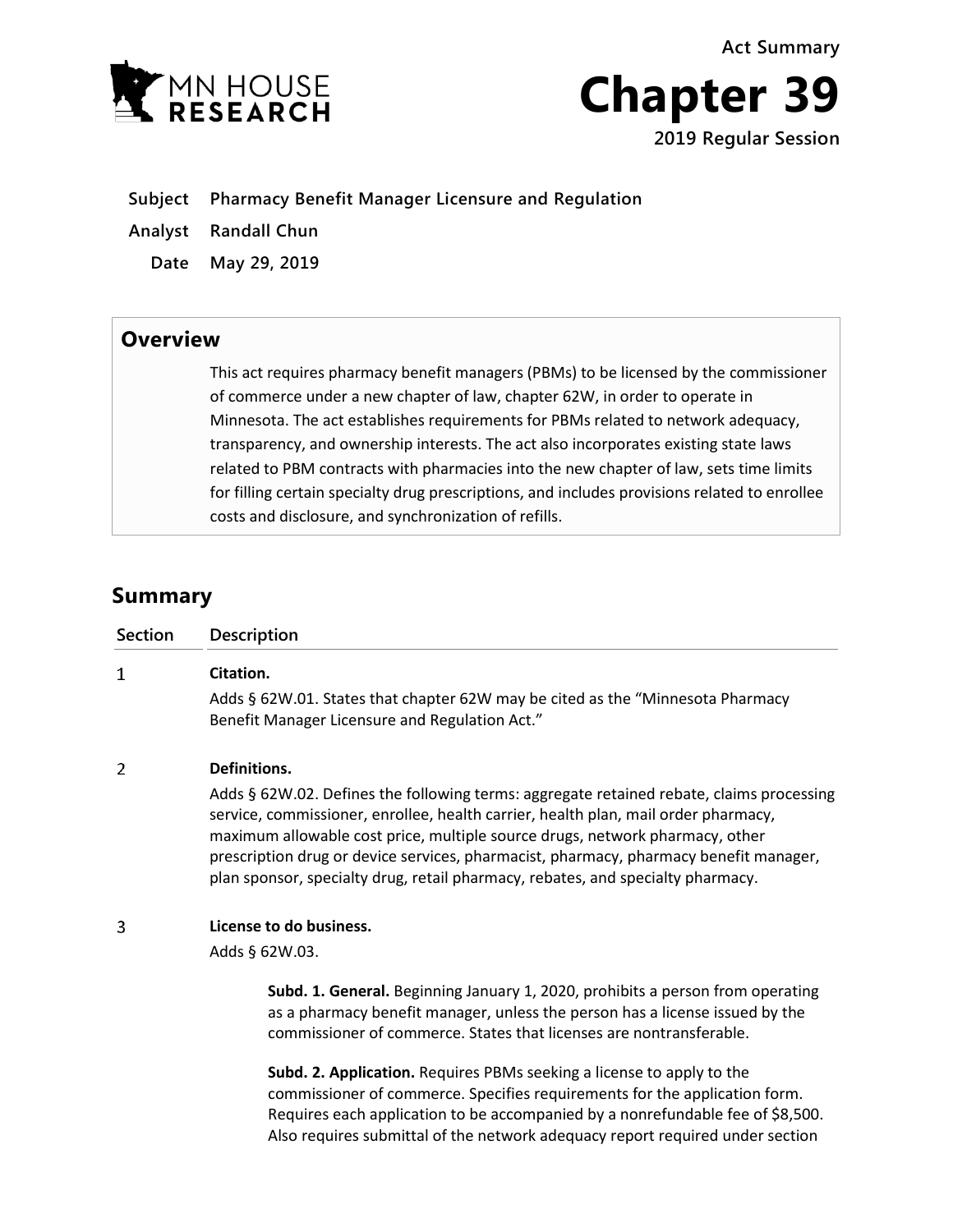Act Summary

# Chapter 39

**2019 Regular Session**

| | |
|---|---|
| **Subject** | **Pharmacy Benefit Manager Licensure and Regulation** |
| **Analyst** | **Randall Chun** |
| **Date** | **May 29, 2019** |

## Overview

This act requires pharmacy benefit managers (PBMs) to be licensed by the commissioner of commerce under a new chapter of law, chapter 62W, in order to operate in Minnesota. The act establishes requirements for PBMs related to network adequacy, transparency, and ownership interests. The act also incorporates existing state laws related to PBM contracts with pharmacies into the new chapter of law, sets time limits for filling certain specialty drug prescriptions, and includes provisions related to enrollee costs and disclosure, and synchronization of refills.

## Summary

| Section | Description |
|---|---|
| 1 | **Citation.**<br>Adds § 62W.01. States that chapter 62W may be cited as the "Minnesota Pharmacy Benefit Manager Licensure and Regulation Act." |
| 2 | **Definitions.**<br>Adds § 62W.02. Defines the following terms: aggregate retained rebate, claims processing service, commissioner, enrollee, health carrier, health plan, mail order pharmacy, maximum allowable cost price, multiple source drugs, network pharmacy, other prescription drug or device services, pharmacist, pharmacy, pharmacy benefit manager, plan sponsor, specialty drug, retail pharmacy, rebates, and specialty pharmacy. |
| 3 | **License to do business.**<br>Adds § 62W.03.<br><br>**Subd. 1. General.** Beginning January 1, 2020, prohibits a person from operating as a pharmacy benefit manager, unless the person has a license issued by the commissioner of commerce. States that licenses are nontransferable.<br><br>**Subd. 2. Application.** Requires PBMs seeking a license to apply to the commissioner of commerce. Specifies requirements for the application form. Requires each application to be accompanied by a nonrefundable fee of $8,500. Also requires submittal of the network adequacy report required under section |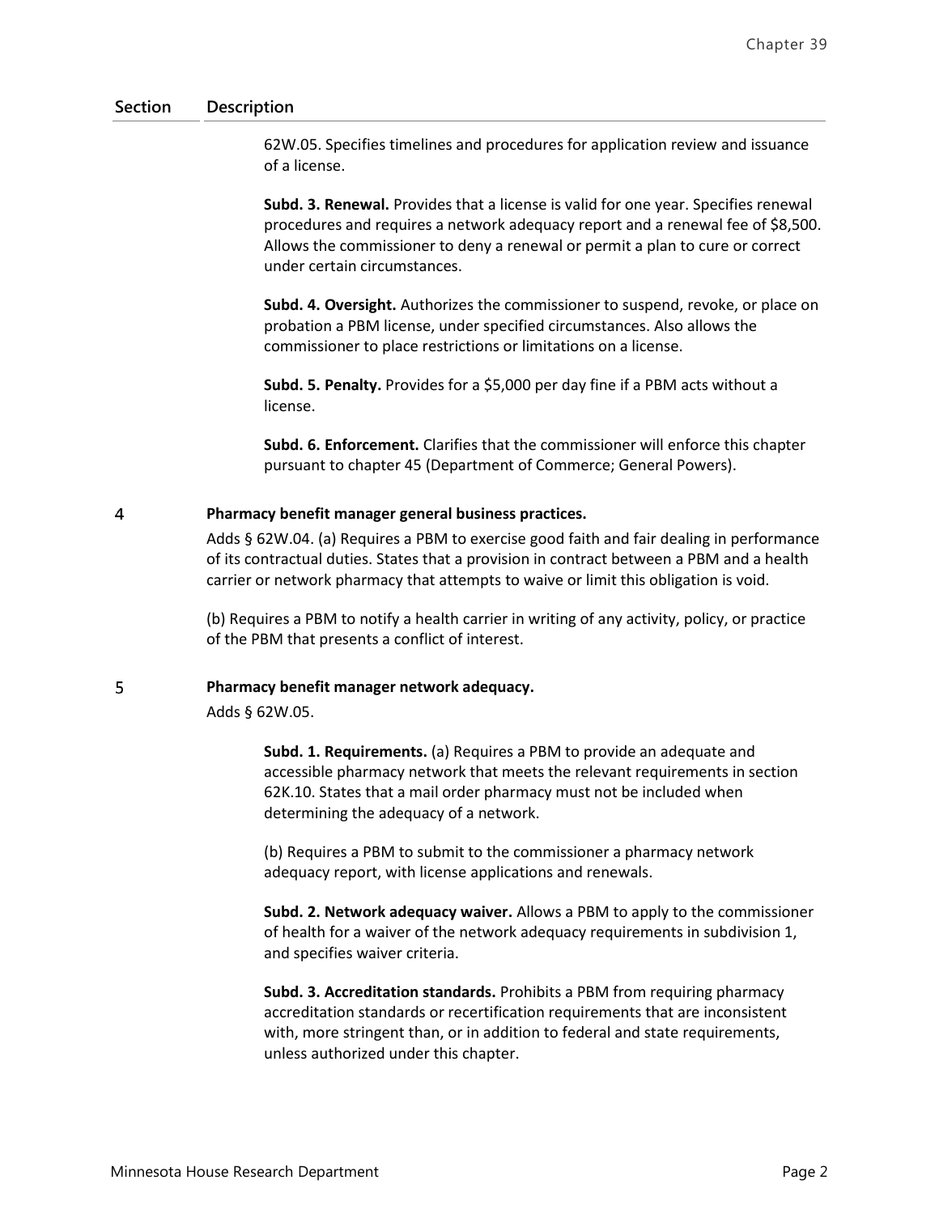| Section | Description |
| --- | --- |
| | 62W.05. Specifies timelines and procedures for application review and issuance of a license.<br><br>**Subd. 3. Renewal.** Provides that a license is valid for one year. Specifies renewal procedures and requires a network adequacy report and a renewal fee of $8,500. Allows the commissioner to deny a renewal or permit a plan to cure or correct under certain circumstances.<br><br>**Subd. 4. Oversight.** Authorizes the commissioner to suspend, revoke, or place on probation a PBM license, under specified circumstances. Also allows the commissioner to place restrictions or limitations on a license.<br><br>**Subd. 5. Penalty.** Provides for a $5,000 per day fine if a PBM acts without a license.<br><br>**Subd. 6. Enforcement.** Clarifies that the commissioner will enforce this chapter pursuant to chapter 45 (Department of Commerce; General Powers). |
| 4 | **Pharmacy benefit manager general business practices.**<br><br>Adds § 62W.04. (a) Requires a PBM to exercise good faith and fair dealing in performance of its contractual duties. States that a provision in contract between a PBM and a health carrier or network pharmacy that attempts to waive or limit this obligation is void.<br><br>(b) Requires a PBM to notify a health carrier in writing of any activity, policy, or practice of the PBM that presents a conflict of interest. |
| 5 | **Pharmacy benefit manager network adequacy.**<br><br>Adds § 62W.05.<br><br>**Subd. 1. Requirements.** (a) Requires a PBM to provide an adequate and accessible pharmacy network that meets the relevant requirements in section 62K.10. States that a mail order pharmacy must not be included when determining the adequacy of a network.<br><br>(b) Requires a PBM to submit to the commissioner a pharmacy network adequacy report, with license applications and renewals.<br><br>**Subd. 2. Network adequacy waiver.** Allows a PBM to apply to the commissioner of health for a waiver of the network adequacy requirements in subdivision 1, and specifies waiver criteria.<br><br>**Subd. 3. Accreditation standards.** Prohibits a PBM from requiring pharmacy accreditation standards or recertification requirements that are inconsistent with, more stringent than, or in addition to federal and state requirements, unless authorized under this chapter. |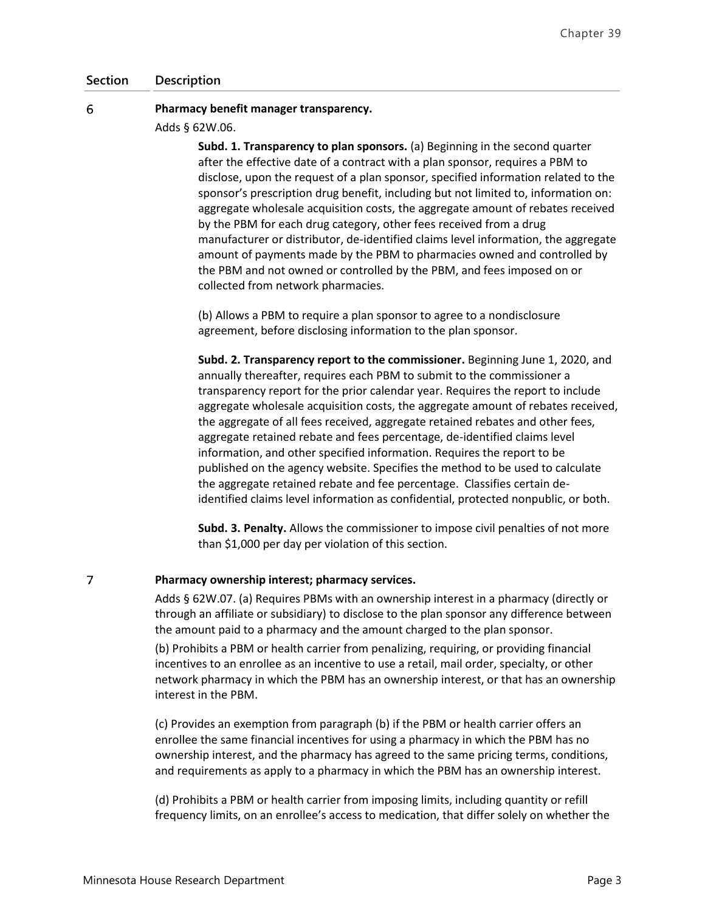| Section | Description |
|---|---|
| 6 | **Pharmacy benefit manager transparency.**<br>Adds § 62W.06.<br>**Subd. 1. Transparency to plan sponsors.** (a) Beginning in the second quarter after the effective date of a contract with a plan sponsor, requires a PBM to disclose, upon the request of a plan sponsor, specified information related to the sponsor's prescription drug benefit, including but not limited to, information on: aggregate wholesale acquisition costs, the aggregate amount of rebates received by the PBM for each drug category, other fees received from a drug manufacturer or distributor, de-identified claims level information, the aggregate amount of payments made by the PBM to pharmacies owned and controlled by the PBM and not owned or controlled by the PBM, and fees imposed on or collected from network pharmacies.<br>(b) Allows a PBM to require a plan sponsor to agree to a nondisclosure agreement, before disclosing information to the plan sponsor.<br>**Subd. 2. Transparency report to the commissioner.** Beginning June 1, 2020, and annually thereafter, requires each PBM to submit to the commissioner a transparency report for the prior calendar year. Requires the report to include aggregate wholesale acquisition costs, the aggregate amount of rebates received, the aggregate of all fees received, aggregate retained rebates and other fees, aggregate retained rebate and fees percentage, de-identified claims level information, and other specified information. Requires the report to be published on the agency website. Specifies the method to be used to calculate the aggregate retained rebate and fee percentage. Classifies certain de-identified claims level information as confidential, protected nonpublic, or both.<br>**Subd. 3. Penalty.** Allows the commissioner to impose civil penalties of not more than $1,000 per day per violation of this section. |
| 7 | **Pharmacy ownership interest; pharmacy services.**<br>Adds § 62W.07. (a) Requires PBMs with an ownership interest in a pharmacy (directly or through an affiliate or subsidiary) to disclose to the plan sponsor any difference between the amount paid to a pharmacy and the amount charged to the plan sponsor.<br>(b) Prohibits a PBM or health carrier from penalizing, requiring, or providing financial incentives to an enrollee as an incentive to use a retail, mail order, specialty, or other network pharmacy in which the PBM has an ownership interest, or that has an ownership interest in the PBM.<br>(c) Provides an exemption from paragraph (b) if the PBM or health carrier offers an enrollee the same financial incentives for using a pharmacy in which the PBM has no ownership interest, and the pharmacy has agreed to the same pricing terms, conditions, and requirements as apply to a pharmacy in which the PBM has an ownership interest.<br>(d) Prohibits a PBM or health carrier from imposing limits, including quantity or refill frequency limits, on an enrollee's access to medication, that differ solely on whether the |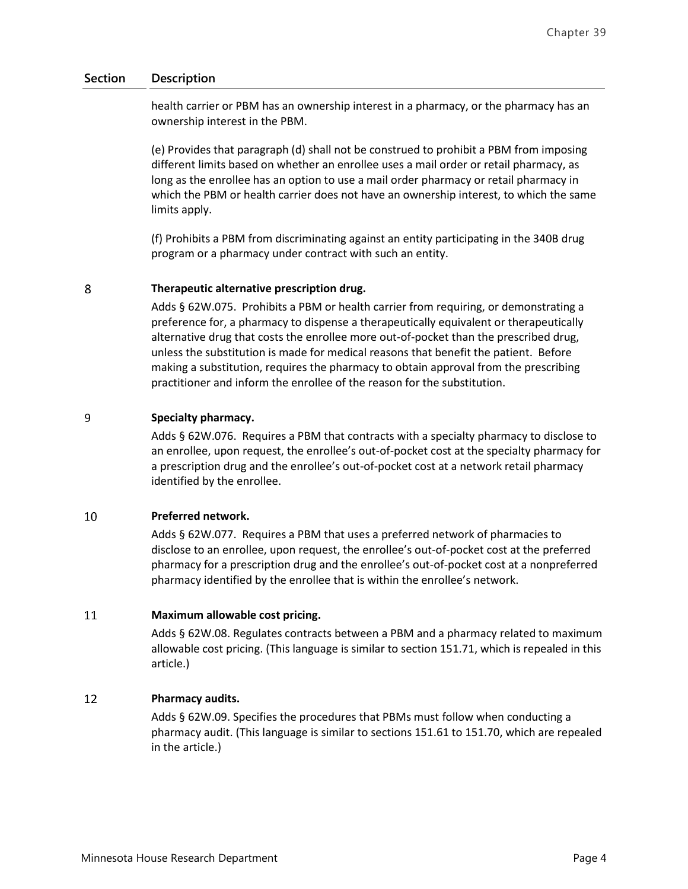| Section | Description |
|---|---|
| | health carrier or PBM has an ownership interest in a pharmacy, or the pharmacy has an ownership interest in the PBM.<br><br>(e) Provides that paragraph (d) shall not be construed to prohibit a PBM from imposing different limits based on whether an enrollee uses a mail order or retail pharmacy, as long as the enrollee has an option to use a mail order pharmacy or retail pharmacy in which the PBM or health carrier does not have an ownership interest, to which the same limits apply.<br><br>(f) Prohibits a PBM from discriminating against an entity participating in the 340B drug program or a pharmacy under contract with such an entity. |
| 8 | **Therapeutic alternative prescription drug.**<br>Adds § 62W.075. Prohibits a PBM or health carrier from requiring, or demonstrating a preference for, a pharmacy to dispense a therapeutically equivalent or therapeutically alternative drug that costs the enrollee more out-of-pocket than the prescribed drug, unless the substitution is made for medical reasons that benefit the patient. Before making a substitution, requires the pharmacy to obtain approval from the prescribing practitioner and inform the enrollee of the reason for the substitution. |
| 9 | **Specialty pharmacy.**<br>Adds § 62W.076. Requires a PBM that contracts with a specialty pharmacy to disclose to an enrollee, upon request, the enrollee's out-of-pocket cost at the specialty pharmacy for a prescription drug and the enrollee's out-of-pocket cost at a network retail pharmacy identified by the enrollee. |
| 10 | **Preferred network.**<br>Adds § 62W.077. Requires a PBM that uses a preferred network of pharmacies to disclose to an enrollee, upon request, the enrollee's out-of-pocket cost at the preferred pharmacy for a prescription drug and the enrollee's out-of-pocket cost at a nonpreferred pharmacy identified by the enrollee that is within the enrollee's network. |
| 11 | **Maximum allowable cost pricing.**<br>Adds § 62W.08. Regulates contracts between a PBM and a pharmacy related to maximum allowable cost pricing. (This language is similar to section 151.71, which is repealed in this article.) |
| 12 | **Pharmacy audits.**<br>Adds § 62W.09. Specifies the procedures that PBMs must follow when conducting a pharmacy audit. (This language is similar to sections 151.61 to 151.70, which are repealed in the article.) |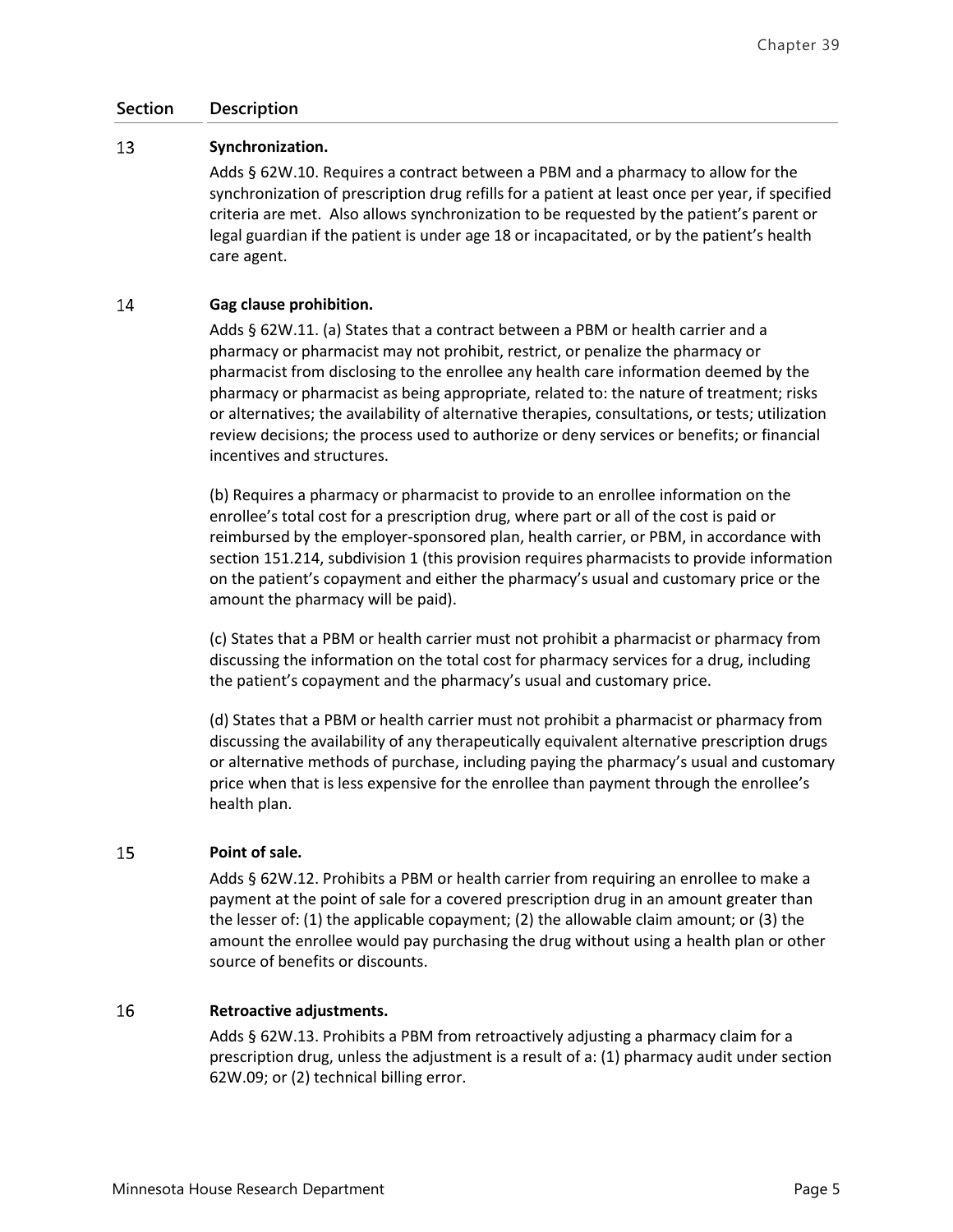| Section | Description |
|---|---|
| 13 | **Synchronization.**<br><br>Adds § 62W.10. Requires a contract between a PBM and a pharmacy to allow for the synchronization of prescription drug refills for a patient at least once per year, if specified criteria are met. Also allows synchronization to be requested by the patient's parent or legal guardian if the patient is under age 18 or incapacitated, or by the patient's health care agent. |
| 14 | **Gag clause prohibition.**<br><br>Adds § 62W.11. (a) States that a contract between a PBM or health carrier and a pharmacy or pharmacist may not prohibit, restrict, or penalize the pharmacy or pharmacist from disclosing to the enrollee any health care information deemed by the pharmacy or pharmacist as being appropriate, related to: the nature of treatment; risks or alternatives; the availability of alternative therapies, consultations, or tests; utilization review decisions; the process used to authorize or deny services or benefits; or financial incentives and structures.<br><br>(b) Requires a pharmacy or pharmacist to provide to an enrollee information on the enrollee's total cost for a prescription drug, where part or all of the cost is paid or reimbursed by the employer-sponsored plan, health carrier, or PBM, in accordance with section 151.214, subdivision 1 (this provision requires pharmacists to provide information on the patient's copayment and either the pharmacy's usual and customary price or the amount the pharmacy will be paid).<br><br>(c) States that a PBM or health carrier must not prohibit a pharmacist or pharmacy from discussing the information on the total cost for pharmacy services for a drug, including the patient's copayment and the pharmacy's usual and customary price.<br><br>(d) States that a PBM or health carrier must not prohibit a pharmacist or pharmacy from discussing the availability of any therapeutically equivalent alternative prescription drugs or alternative methods of purchase, including paying the pharmacy's usual and customary price when that is less expensive for the enrollee than payment through the enrollee's health plan. |
| 15 | **Point of sale.**<br><br>Adds § 62W.12. Prohibits a PBM or health carrier from requiring an enrollee to make a payment at the point of sale for a covered prescription drug in an amount greater than the lesser of: (1) the applicable copayment; (2) the allowable claim amount; or (3) the amount the enrollee would pay purchasing the drug without using a health plan or other source of benefits or discounts. |
| 16 | **Retroactive adjustments.**<br><br>Adds § 62W.13. Prohibits a PBM from retroactively adjusting a pharmacy claim for a prescription drug, unless the adjustment is a result of a: (1) pharmacy audit under section 62W.09; or (2) technical billing error. |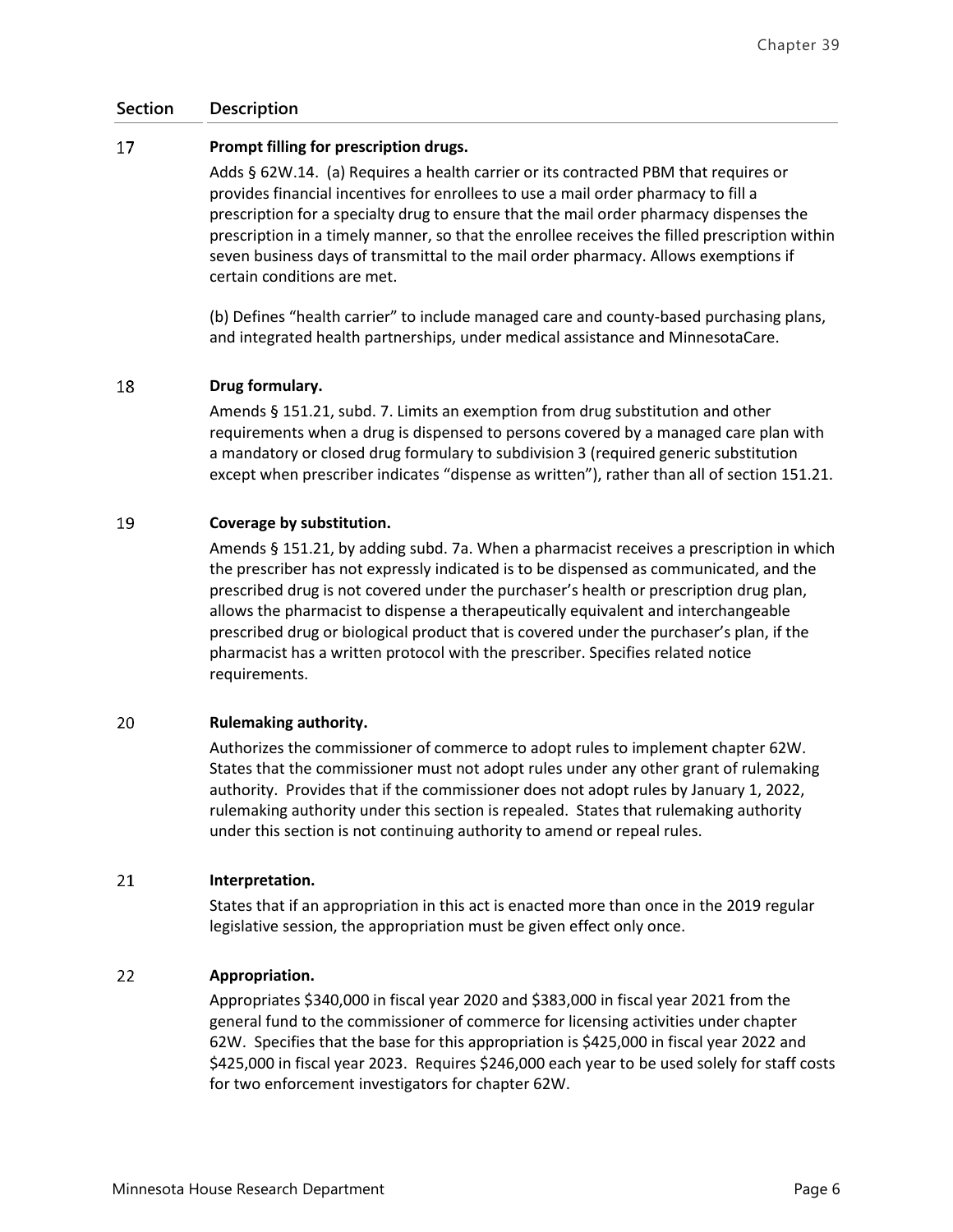| Section | Description |
|---|---|
| 17 | **Prompt filling for prescription drugs.**<br>Adds § 62W.14. (a) Requires a health carrier or its contracted PBM that requires or provides financial incentives for enrollees to use a mail order pharmacy to fill a prescription for a specialty drug to ensure that the mail order pharmacy dispenses the prescription in a timely manner, so that the enrollee receives the filled prescription within seven business days of transmittal to the mail order pharmacy. Allows exemptions if certain conditions are met.<br><br>(b) Defines "health carrier" to include managed care and county-based purchasing plans, and integrated health partnerships, under medical assistance and MinnesotaCare. |
| 18 | **Drug formulary.**<br>Amends § 151.21, subd. 7. Limits an exemption from drug substitution and other requirements when a drug is dispensed to persons covered by a managed care plan with a mandatory or closed drug formulary to subdivision 3 (required generic substitution except when prescriber indicates "dispense as written"), rather than all of section 151.21. |
| 19 | **Coverage by substitution.**<br>Amends § 151.21, by adding subd. 7a. When a pharmacist receives a prescription in which the prescriber has not expressly indicated is to be dispensed as communicated, and the prescribed drug is not covered under the purchaser's health or prescription drug plan, allows the pharmacist to dispense a therapeutically equivalent and interchangeable prescribed drug or biological product that is covered under the purchaser's plan, if the pharmacist has a written protocol with the prescriber. Specifies related notice requirements. |
| 20 | **Rulemaking authority.**<br>Authorizes the commissioner of commerce to adopt rules to implement chapter 62W. States that the commissioner must not adopt rules under any other grant of rulemaking authority. Provides that if the commissioner does not adopt rules by January 1, 2022, rulemaking authority under this section is repealed. States that rulemaking authority under this section is not continuing authority to amend or repeal rules. |
| 21 | **Interpretation.**<br>States that if an appropriation in this act is enacted more than once in the 2019 regular legislative session, the appropriation must be given effect only once. |
| 22 | **Appropriation.**<br>Appropriates $340,000 in fiscal year 2020 and $383,000 in fiscal year 2021 from the general fund to the commissioner of commerce for licensing activities under chapter 62W. Specifies that the base for this appropriation is $425,000 in fiscal year 2022 and $425,000 in fiscal year 2023. Requires $246,000 each year to be used solely for staff costs for two enforcement investigators for chapter 62W. |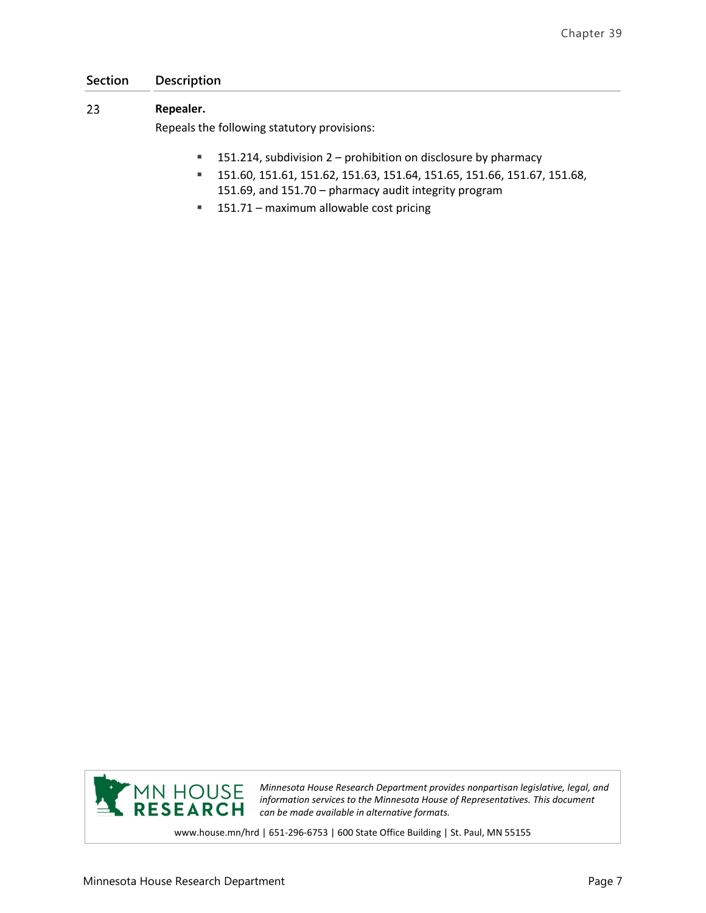| Section | Description |
| --- | --- |
| 23 | **Repealer.**<br>Repeals the following statutory provisions:<br>▪ 151.214, subdivision 2 – prohibition on disclosure by pharmacy<br>▪ 151.60, 151.61, 151.62, 151.63, 151.64, 151.65, 151.66, 151.67, 151.68, 151.69, and 151.70 – pharmacy audit integrity program<br>▪ 151.71 – maximum allowable cost pricing |

MN HOUSE RESEARCH

*Minnesota House Research Department provides nonpartisan legislative, legal, and information services to the Minnesota House of Representatives. This document can be made available in alternative formats.*

www.house.mn/hrd | 651-296-6753 | 600 State Office Building | St. Paul, MN 55155